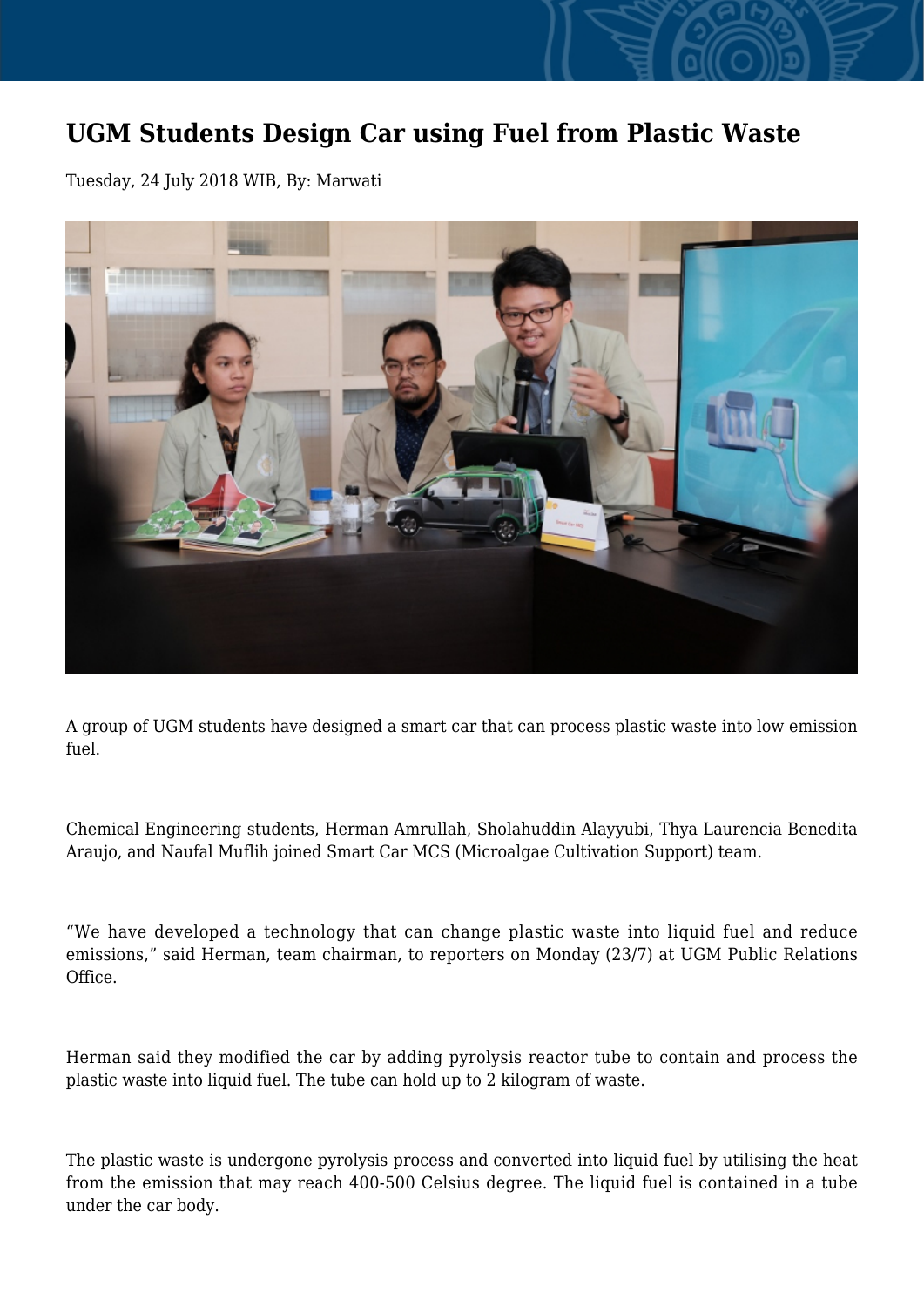# UGM Students Design Car using Fuel from Plastic Waste

Tuesday, 24 July 2018 WIB, By: Marwati

A group of UGM students have designed a smart car that can process plastic waste into low emission fuel.

Chemical Engineering students, Herman Amrullah, Sholahuddin Alayyubi, Thya Laurencia Benedita Araujo, and Naufal Muflih joined Smart Car MCS (Microalgae Cultivation Support) team.

“We have developed a technology that can change plastic waste into liquid fuel and reduce emissions,” said Herman, team chairman, to reporters on Monday (23/7) at UGM Public Relations Office.

Herman said they modified the car by adding pyrolysis reactor tube to contain and process the plastic waste into liquid fuel. The tube can hold up to 2 kilogram of waste.

The plastic waste is undergone pyrolysis process and converted into liquid fuel by utilising the heat from the emission that may reach 400-500 Celsius degree. The liquid fuel is contained in a tube under the car body.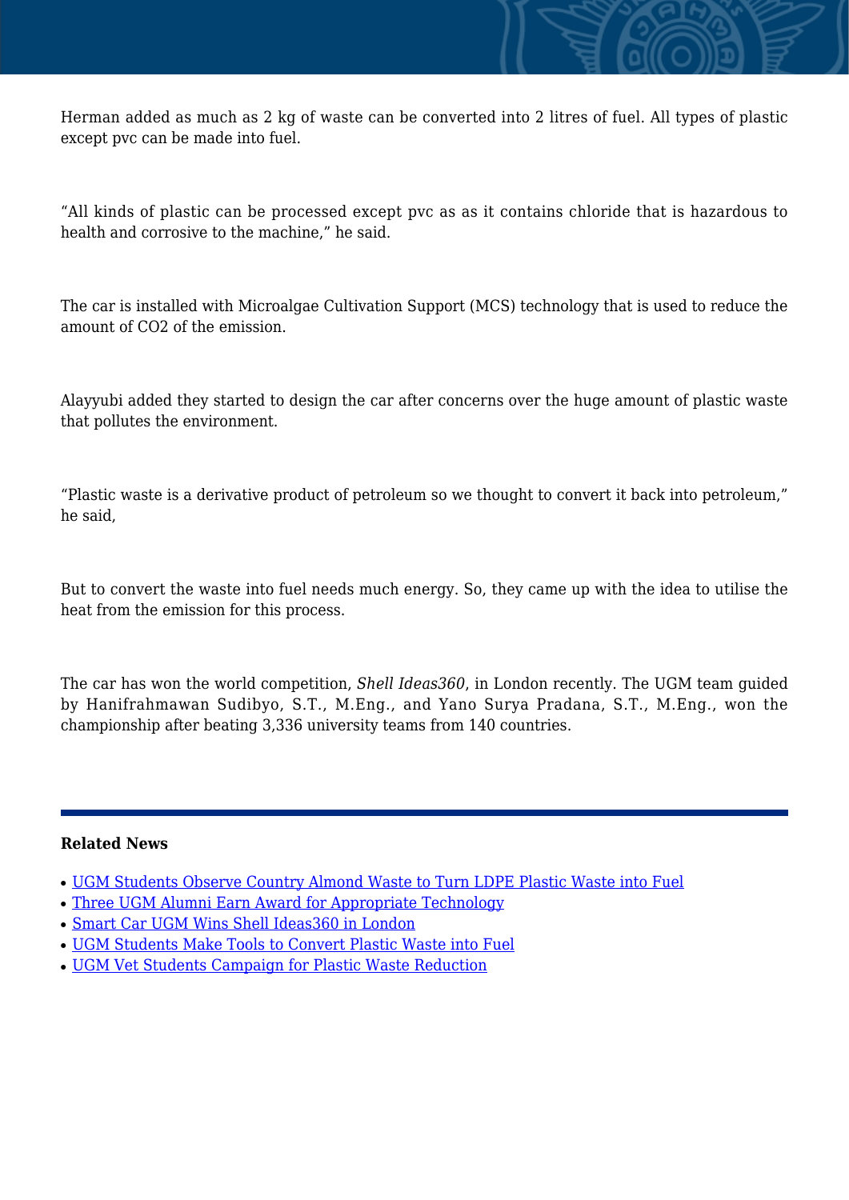Herman added as much as 2 kg of waste can be converted into 2 litres of fuel. All types of plastic except pvc can be made into fuel.

“All kinds of plastic can be processed except pvc as as it contains chloride that is hazardous to health and corrosive to the machine,” he said.

The car is installed with Microalgae Cultivation Support (MCS) technology that is used to reduce the amount of CO2 of the emission.

Alayyubi added they started to design the car after concerns over the huge amount of plastic waste that pollutes the environment.

“Plastic waste is a derivative product of petroleum so we thought to convert it back into petroleum,” he said,

But to convert the waste into fuel needs much energy. So, they came up with the idea to utilise the heat from the emission for this process.

The car has won the world competition, *Shell Ideas360*, in London recently. The UGM team guided by Hanifrahmawan Sudibyo, S.T., M.Eng., and Yano Surya Pradana, S.T., M.Eng., won the championship after beating 3,336 university teams from 140 countries.

---

**Related News**

- UGM Students Observe Country Almond Waste to Turn LDPE Plastic Waste into Fuel
- Three UGM Alumni Earn Award for Appropriate Technology
- Smart Car UGM Wins Shell Ideas360 in London
- UGM Students Make Tools to Convert Plastic Waste into Fuel
- UGM Vet Students Campaign for Plastic Waste Reduction